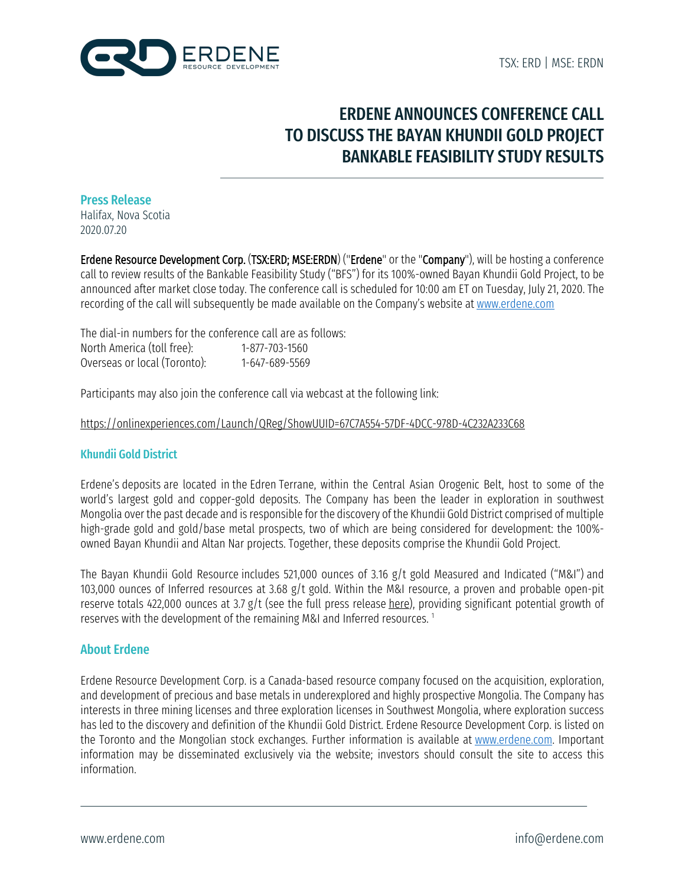TSX: ERD | MSE: ERDN

# ERDENE ANNOUNCES CONFERENCE CALL TO DISCUSS THE BAYAN KHUNDII GOLD PROJECT BANKABLE FEASIBILITY STUDY RESULTS

**Press Release**
Halifax, Nova Scotia
2020.07.20

**Erdene Resource Development Corp.** (**TSX:ERD; MSE:ERDN**) ("**Erdene**" or the "**Company**"), will be hosting a conference call to review results of the Bankable Feasibility Study ("BFS") for its 100%-owned Bayan Khundii Gold Project, to be announced after market close today. The conference call is scheduled for 10:00 am ET on Tuesday, July 21, 2020. The recording of the call will subsequently be made available on the Company's website at www.erdene.com

The dial-in numbers for the conference call are as follows:

North America (toll free): 1-877-703-1560
Overseas or local (Toronto): 1-647-689-5569

Participants may also join the conference call via webcast at the following link:

https://onlinexperiences.com/Launch/QReg/ShowUUID=67C7A554-57DF-4DCC-978D-4C232A233C68

## Khundii Gold District

Erdene's deposits are located in the Edren Terrane, within the Central Asian Orogenic Belt, host to some of the world's largest gold and copper-gold deposits. The Company has been the leader in exploration in southwest Mongolia over the past decade and is responsible for the discovery of the Khundii Gold District comprised of multiple high-grade gold and gold/base metal prospects, two of which are being considered for development: the 100%-owned Bayan Khundii and Altan Nar projects. Together, these deposits comprise the Khundii Gold Project.

The Bayan Khundii Gold Resource includes 521,000 ounces of 3.16 g/t gold Measured and Indicated ("M&I") and 103,000 ounces of Inferred resources at 3.68 g/t gold. Within the M&I resource, a proven and probable open-pit reserve totals 422,000 ounces at 3.7 g/t (see the full press release here), providing significant potential growth of reserves with the development of the remaining M&I and Inferred resources. [1]

## About Erdene

Erdene Resource Development Corp. is a Canada-based resource company focused on the acquisition, exploration, and development of precious and base metals in underexplored and highly prospective Mongolia. The Company has interests in three mining licenses and three exploration licenses in Southwest Mongolia, where exploration success has led to the discovery and definition of the Khundii Gold District. Erdene Resource Development Corp. is listed on the Toronto and the Mongolian stock exchanges. Further information is available at www.erdene.com. Important information may be disseminated exclusively via the website; investors should consult the site to access this information.

www.erdene.com info@erdene.com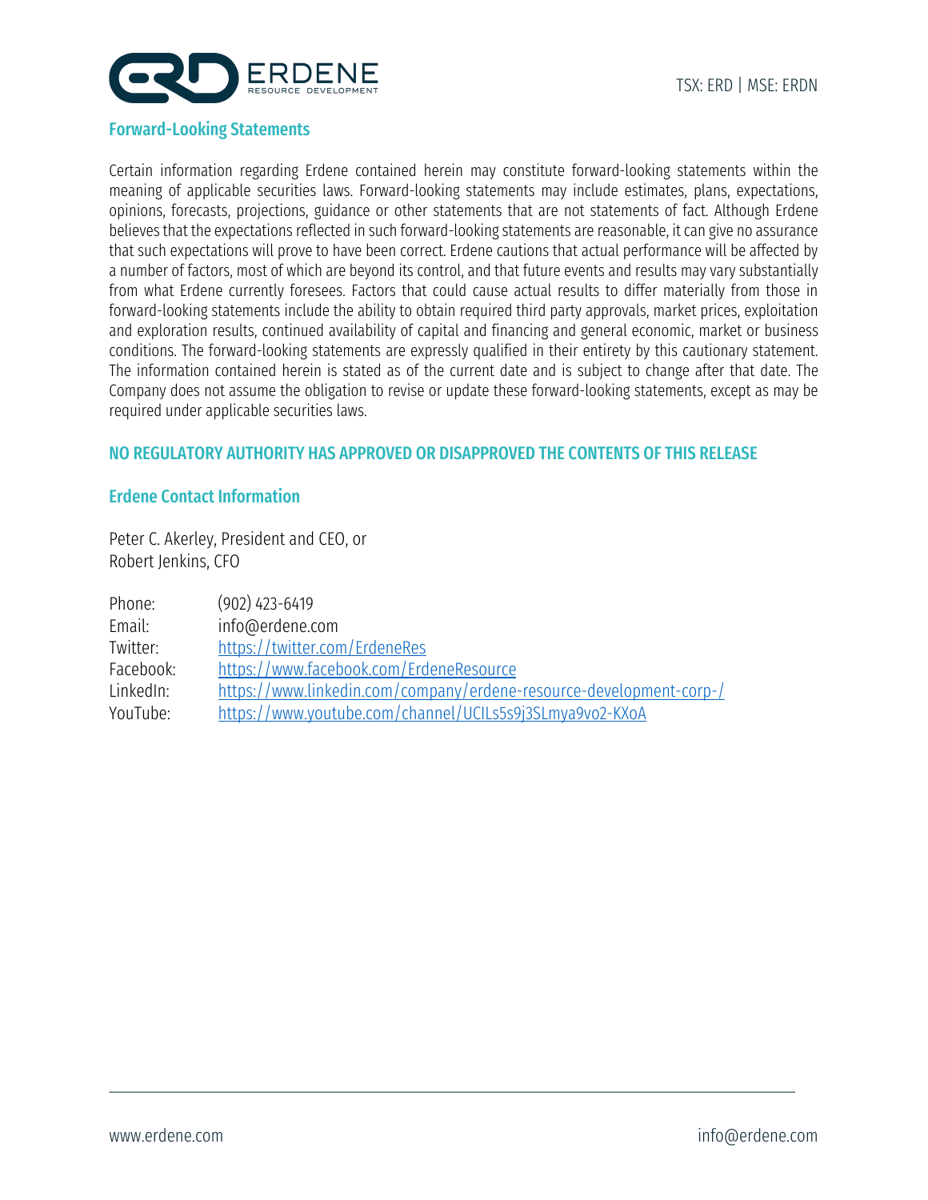## Forward-Looking Statements

Certain information regarding Erdene contained herein may constitute forward-looking statements within the meaning of applicable securities laws. Forward-looking statements may include estimates, plans, expectations, opinions, forecasts, projections, guidance or other statements that are not statements of fact. Although Erdene believes that the expectations reflected in such forward-looking statements are reasonable, it can give no assurance that such expectations will prove to have been correct. Erdene cautions that actual performance will be affected by a number of factors, most of which are beyond its control, and that future events and results may vary substantially from what Erdene currently foresees. Factors that could cause actual results to differ materially from those in forward-looking statements include the ability to obtain required third party approvals, market prices, exploitation and exploration results, continued availability of capital and financing and general economic, market or business conditions. The forward-looking statements are expressly qualified in their entirety by this cautionary statement. The information contained herein is stated as of the current date and is subject to change after that date. The Company does not assume the obligation to revise or update these forward-looking statements, except as may be required under applicable securities laws.

**NO REGULATORY AUTHORITY HAS APPROVED OR DISAPPROVED THE CONTENTS OF THIS RELEASE**

## Erdene Contact Information

Peter C. Akerley, President and CEO, or
Robert Jenkins, CFO

| | |
|---|---|
| Phone: | (902) 423-6419 |
| Email: | info@erdene.com |
| Twitter: | https://twitter.com/ErdeneRes |
| Facebook: | https://www.facebook.com/ErdeneResource |
| LinkedIn: | https://www.linkedin.com/company/erdene-resource-development-corp-/ |
| YouTube: | https://www.youtube.com/channel/UCILs5s9j3SLmya9vo2-KXoA |